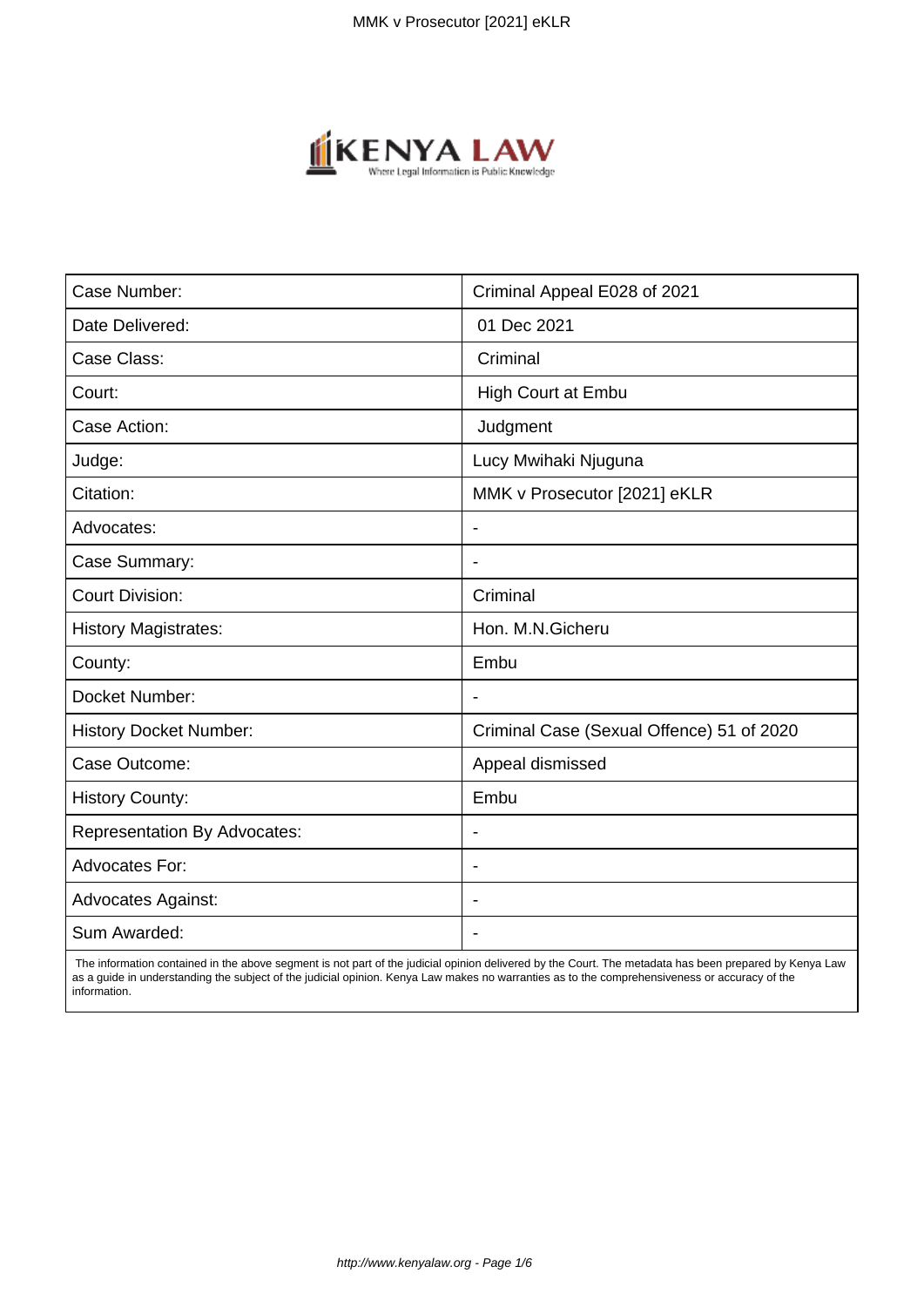| Case Number: | Criminal Appeal E028 of 2021 |
| --- | --- |
| Date Delivered: | 01 Dec 2021 |
| Case Class: | Criminal |
| Court: | High Court at Embu |
| Case Action: | Judgment |
| Judge: | Lucy Mwihaki Njuguna |
| Citation: | MMK v Prosecutor [2021] eKLR |
| Advocates: | - |
| Case Summary: | - |
| Court Division: | Criminal |
| History Magistrates: | Hon. M.N.Gicheru |
| County: | Embu |
| Docket Number: | - |
| History Docket Number: | Criminal Case (Sexual Offence) 51 of 2020 |
| Case Outcome: | Appeal dismissed |
| History County: | Embu |
| Representation By Advocates: | - |
| Advocates For: | - |
| Advocates Against: | - |
| Sum Awarded: | - |

The information contained in the above segment is not part of the judicial opinion delivered by the Court. The metadata has been prepared by Kenya Law as a guide in understanding the subject of the judicial opinion. Kenya Law makes no warranties as to the comprehensiveness or accuracy of the information.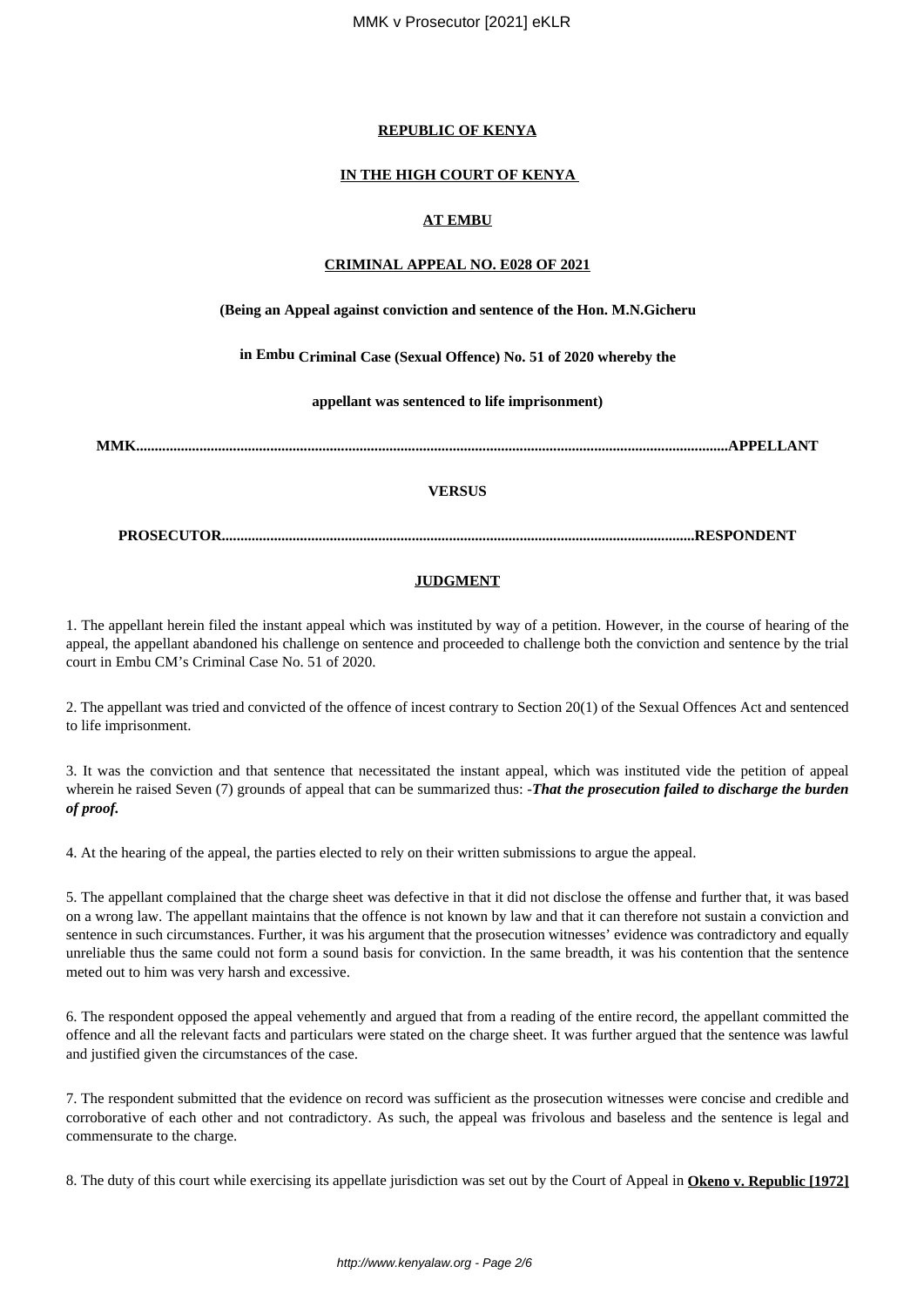**REPUBLIC OF KENYA**

**IN THE HIGH COURT OF KENYA**

**AT EMBU**

**CRIMINAL APPEAL NO. E028 OF 2021**

**(Being an Appeal against conviction and sentence of the Hon. M.N.Gicheru**

**in Embu Criminal Case (Sexual Offence) No. 51 of 2020 whereby the**

**appellant was sentenced to life imprisonment)**

**MMK..........................................................................................................................................................APPELLANT**

**VERSUS**

**PROSECUTOR.............................................................................................................................RESPONDENT**

**JUDGMENT**

1. The appellant herein filed the instant appeal which was instituted by way of a petition. However, in the course of hearing of the appeal, the appellant abandoned his challenge on sentence and proceeded to challenge both the conviction and sentence by the trial court in Embu CM's Criminal Case No. 51 of 2020.

2. The appellant was tried and convicted of the offence of incest contrary to Section 20(1) of the Sexual Offences Act and sentenced to life imprisonment.

3. It was the conviction and that sentence that necessitated the instant appeal, which was instituted vide the petition of appeal wherein he raised Seven (7) grounds of appeal that can be summarized thus: -***That the prosecution failed to discharge the burden of proof.***

4. At the hearing of the appeal, the parties elected to rely on their written submissions to argue the appeal.

5. The appellant complained that the charge sheet was defective in that it did not disclose the offense and further that, it was based on a wrong law. The appellant maintains that the offence is not known by law and that it can therefore not sustain a conviction and sentence in such circumstances. Further, it was his argument that the prosecution witnesses' evidence was contradictory and equally unreliable thus the same could not form a sound basis for conviction. In the same breadth, it was his contention that the sentence meted out to him was very harsh and excessive.

6. The respondent opposed the appeal vehemently and argued that from a reading of the entire record, the appellant committed the offence and all the relevant facts and particulars were stated on the charge sheet. It was further argued that the sentence was lawful and justified given the circumstances of the case.

7. The respondent submitted that the evidence on record was sufficient as the prosecution witnesses were concise and credible and corroborative of each other and not contradictory. As such, the appeal was frivolous and baseless and the sentence is legal and commensurate to the charge.

8. The duty of this court while exercising its appellate jurisdiction was set out by the Court of Appeal in **Okeno v. Republic [1972]**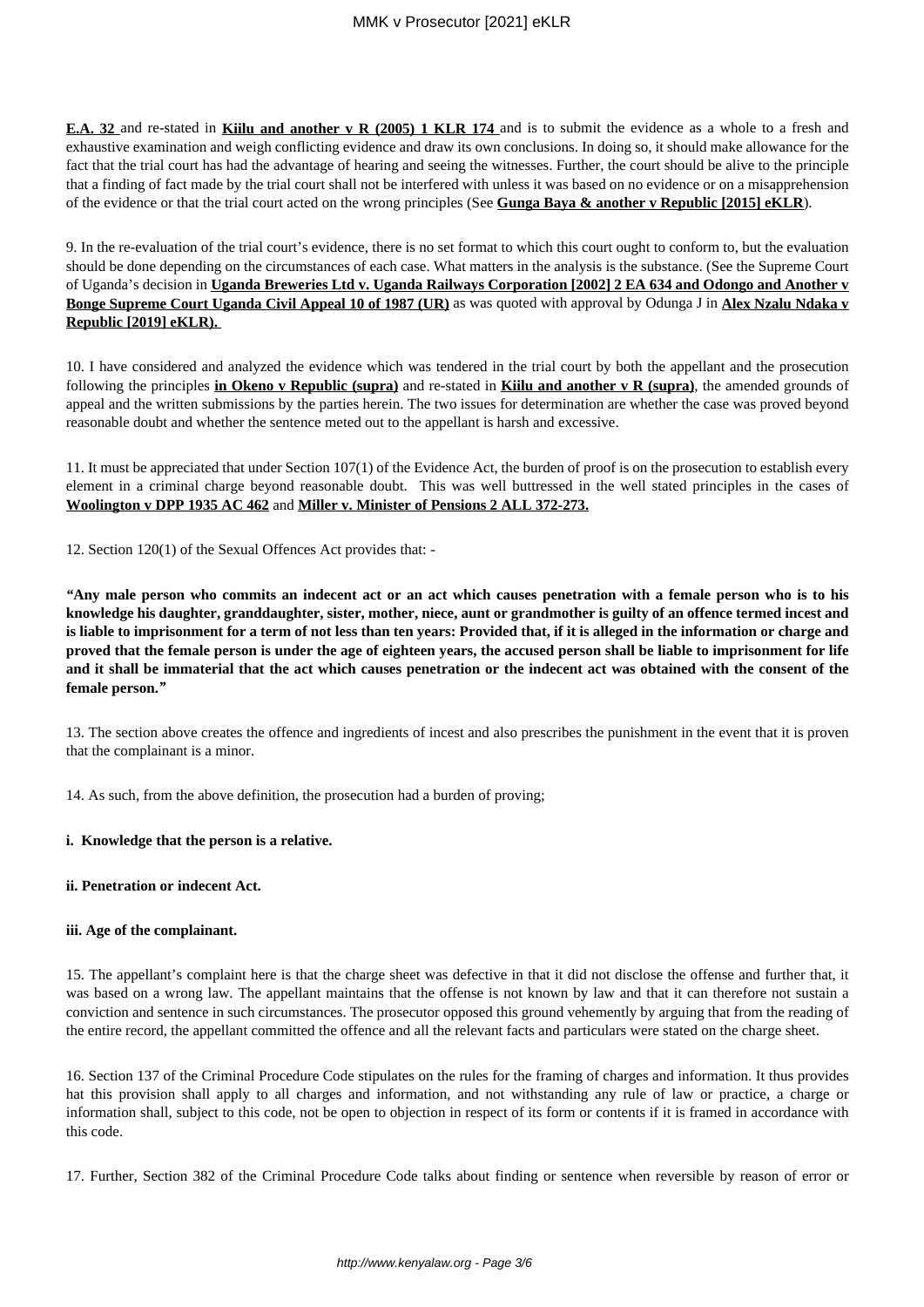**E.A. 32** and re-stated in **Kiilu and another v R (2005) 1 KLR 174** and is to submit the evidence as a whole to a fresh and exhaustive examination and weigh conflicting evidence and draw its own conclusions. In doing so, it should make allowance for the fact that the trial court has had the advantage of hearing and seeing the witnesses. Further, the court should be alive to the principle that a finding of fact made by the trial court shall not be interfered with unless it was based on no evidence or on a misapprehension of the evidence or that the trial court acted on the wrong principles (See **Gunga Baya & another v Republic [2015] eKLR**).

9. In the re-evaluation of the trial court's evidence, there is no set format to which this court ought to conform to, but the evaluation should be done depending on the circumstances of each case. What matters in the analysis is the substance. (See the Supreme Court of Uganda's decision in **Uganda Breweries Ltd v. Uganda Railways Corporation [2002] 2 EA 634 and Odongo and Another v Bonge Supreme Court Uganda Civil Appeal 10 of 1987 (UR)** as was quoted with approval by Odunga J in **Alex Nzalu Ndaka v Republic [2019] eKLR).**

10. I have considered and analyzed the evidence which was tendered in the trial court by both the appellant and the prosecution following the principles **in Okeno v Republic (supra)** and re-stated in **Kiilu and another v R (supra)**, the amended grounds of appeal and the written submissions by the parties herein. The two issues for determination are whether the case was proved beyond reasonable doubt and whether the sentence meted out to the appellant is harsh and excessive.

11. It must be appreciated that under Section 107(1) of the Evidence Act, the burden of proof is on the prosecution to establish every element in a criminal charge beyond reasonable doubt. This was well buttressed in the well stated principles in the cases of **Woolington v DPP 1935 AC 462** and **Miller v. Minister of Pensions 2 ALL 372-273.**

12. Section 120(1) of the Sexual Offences Act provides that: -

***"*Any male person who commits an indecent act or an act which causes penetration with a female person who is to his knowledge his daughter, granddaughter, sister, mother, niece, aunt or grandmother is guilty of an offence termed incest and is liable to imprisonment for a term of not less than ten years: Provided that, if it is alleged in the information or charge and proved that the female person is under the age of eighteen years, the accused person shall be liable to imprisonment for life and it shall be immaterial that the act which causes penetration or the indecent act was obtained with the consent of the female person.*"***

13. The section above creates the offence and ingredients of incest and also prescribes the punishment in the event that it is proven that the complainant is a minor.

14. As such, from the above definition, the prosecution had a burden of proving;

**i. Knowledge that the person is a relative.**

**ii. Penetration or indecent Act.**

**iii. Age of the complainant.**

15. The appellant's complaint here is that the charge sheet was defective in that it did not disclose the offense and further that, it was based on a wrong law. The appellant maintains that the offense is not known by law and that it can therefore not sustain a conviction and sentence in such circumstances. The prosecutor opposed this ground vehemently by arguing that from the reading of the entire record, the appellant committed the offence and all the relevant facts and particulars were stated on the charge sheet.

16. Section 137 of the Criminal Procedure Code stipulates on the rules for the framing of charges and information. It thus provides hat this provision shall apply to all charges and information, and not withstanding any rule of law or practice, a charge or information shall, subject to this code, not be open to objection in respect of its form or contents if it is framed in accordance with this code.

17. Further, Section 382 of the Criminal Procedure Code talks about finding or sentence when reversible by reason of error or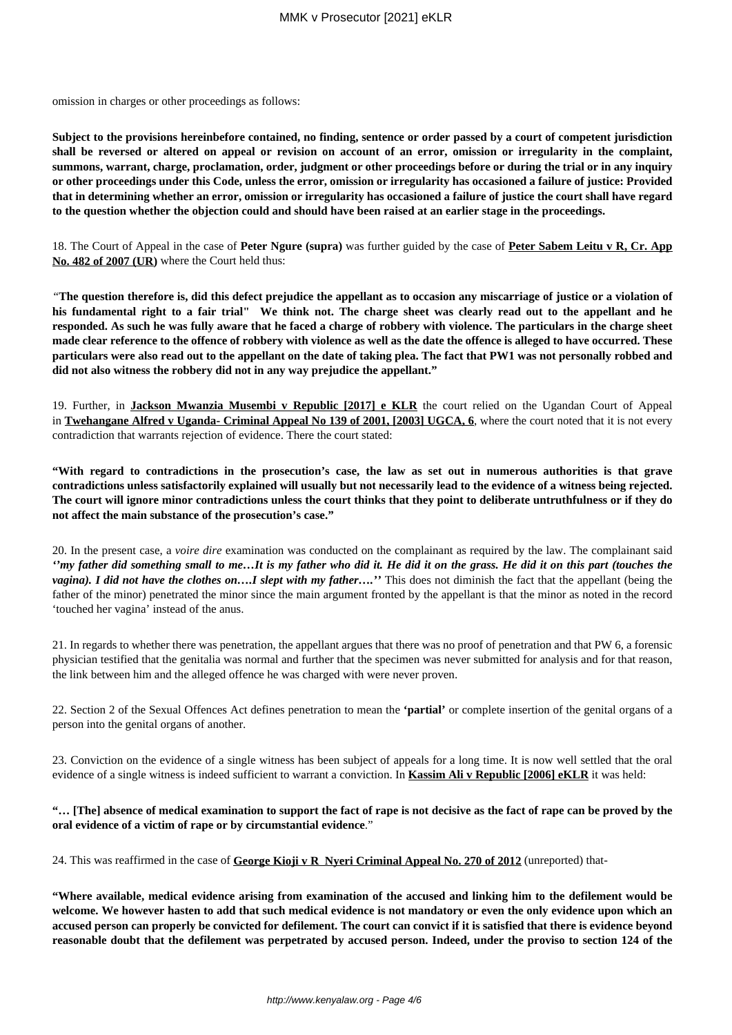omission in charges or other proceedings as follows:

**Subject to the provisions hereinbefore contained, no finding, sentence or order passed by a court of competent jurisdiction shall be reversed or altered on appeal or revision on account of an error, omission or irregularity in the complaint, summons, warrant, charge, proclamation, order, judgment or other proceedings before or during the trial or in any inquiry or other proceedings under this Code, unless the error, omission or irregularity has occasioned a failure of justice: Provided that in determining whether an error, omission or irregularity has occasioned a failure of justice the court shall have regard to the question whether the objection could and should have been raised at an earlier stage in the proceedings.**

18. The Court of Appeal in the case of **Peter Ngure (supra)** was further guided by the case of **Peter Sabem Leitu v R, Cr. App No. 482 of 2007 (UR)** where the Court held thus:

*"***The question therefore is, did this defect prejudice the appellant as to occasion any miscarriage of justice or a violation of his fundamental right to a fair trial" We think not. The charge sheet was clearly read out to the appellant and he responded. As such he was fully aware that he faced a charge of robbery with violence. The particulars in the charge sheet made clear reference to the offence of robbery with violence as well as the date the offence is alleged to have occurred. These particulars were also read out to the appellant on the date of taking plea. The fact that PW1 was not personally robbed and did not also witness the robbery did not in any way prejudice the appellant."**

19. Further, in **Jackson Mwanzia Musembi v Republic [2017] e KLR** the court relied on the Ugandan Court of Appeal in **Twehangane Alfred v Uganda- Criminal Appeal No 139 of 2001, [2003] UGCA, 6**, where the court noted that it is not every contradiction that warrants rejection of evidence. There the court stated:

**"With regard to contradictions in the prosecution's case, the law as set out in numerous authorities is that grave contradictions unless satisfactorily explained will usually but not necessarily lead to the evidence of a witness being rejected. The court will ignore minor contradictions unless the court thinks that they point to deliberate untruthfulness or if they do not affect the main substance of the prosecution's case."**

20. In the present case, a *voire dire* examination was conducted on the complainant as required by the law. The complainant said ***''my father did something small to me…It is my father who did it. He did it on the grass. He did it on this part (touches the vagina). I did not have the clothes on….I slept with my father….''*** This does not diminish the fact that the appellant (being the father of the minor) penetrated the minor since the main argument fronted by the appellant is that the minor as noted in the record 'touched her vagina' instead of the anus.

21. In regards to whether there was penetration, the appellant argues that there was no proof of penetration and that PW 6, a forensic physician testified that the genitalia was normal and further that the specimen was never submitted for analysis and for that reason, the link between him and the alleged offence he was charged with were never proven.

22. Section 2 of the Sexual Offences Act defines penetration to mean the **'partial'** or complete insertion of the genital organs of a person into the genital organs of another.

23. Conviction on the evidence of a single witness has been subject of appeals for a long time. It is now well settled that the oral evidence of a single witness is indeed sufficient to warrant a conviction. In **Kassim Ali v Republic [2006] eKLR** it was held:

**"… [The] absence of medical examination to support the fact of rape is not decisive as the fact of rape can be proved by the oral evidence of a victim of rape or by circumstantial evidence**."

24. This was reaffirmed in the case of **George Kioji v R Nyeri Criminal Appeal No. 270 of 2012** (unreported) that-

**"Where available, medical evidence arising from examination of the accused and linking him to the defilement would be welcome. We however hasten to add that such medical evidence is not mandatory or even the only evidence upon which an accused person can properly be convicted for defilement. The court can convict if it is satisfied that there is evidence beyond reasonable doubt that the defilement was perpetrated by accused person. Indeed, under the proviso to section 124 of the**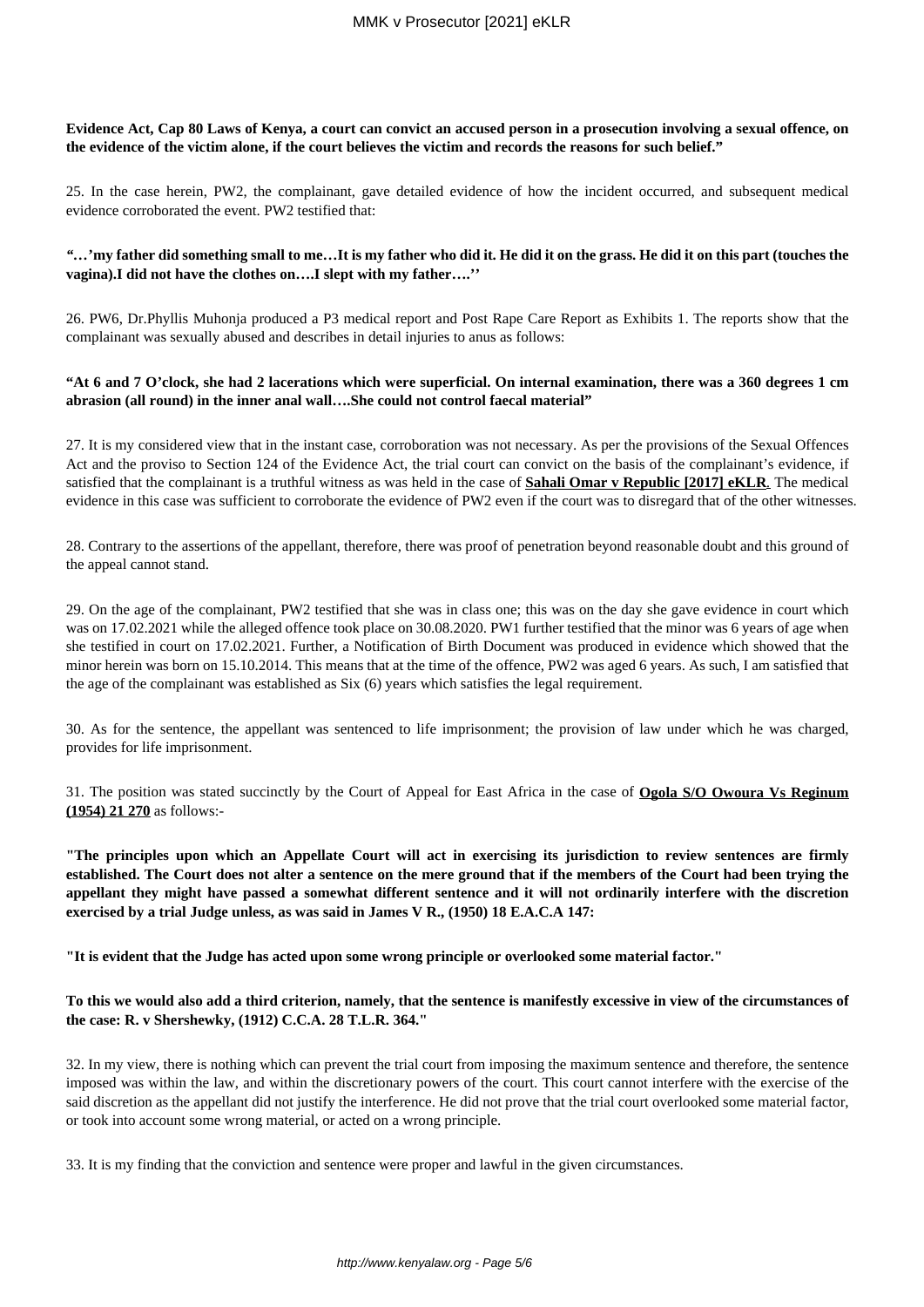**Evidence Act, Cap 80 Laws of Kenya, a court can convict an accused person in a prosecution involving a sexual offence, on the evidence of the victim alone, if the court believes the victim and records the reasons for such belief."**

25. In the case herein, PW2, the complainant, gave detailed evidence of how the incident occurred, and subsequent medical evidence corroborated the event. PW2 testified that:

**"…'my father did something small to me…It is my father who did it. He did it on the grass. He did it on this part (touches the vagina).I did not have the clothes on….I slept with my father….''**

26. PW6, Dr.Phyllis Muhonja produced a P3 medical report and Post Rape Care Report as Exhibits 1. The reports show that the complainant was sexually abused and describes in detail injuries to anus as follows:

**"At 6 and 7 O'clock, she had 2 lacerations which were superficial. On internal examination, there was a 360 degrees 1 cm abrasion (all round) in the inner anal wall….She could not control faecal material"**

27. It is my considered view that in the instant case, corroboration was not necessary. As per the provisions of the Sexual Offences Act and the proviso to Section 124 of the Evidence Act, the trial court can convict on the basis of the complainant's evidence, if satisfied that the complainant is a truthful witness as was held in the case of **Sahali Omar v Republic [2017] eKLR**. The medical evidence in this case was sufficient to corroborate the evidence of PW2 even if the court was to disregard that of the other witnesses.

28. Contrary to the assertions of the appellant, therefore, there was proof of penetration beyond reasonable doubt and this ground of the appeal cannot stand.

29. On the age of the complainant, PW2 testified that she was in class one; this was on the day she gave evidence in court which was on 17.02.2021 while the alleged offence took place on 30.08.2020. PW1 further testified that the minor was 6 years of age when she testified in court on 17.02.2021. Further, a Notification of Birth Document was produced in evidence which showed that the minor herein was born on 15.10.2014. This means that at the time of the offence, PW2 was aged 6 years. As such, I am satisfied that the age of the complainant was established as Six (6) years which satisfies the legal requirement.

30. As for the sentence, the appellant was sentenced to life imprisonment; the provision of law under which he was charged, provides for life imprisonment.

31. The position was stated succinctly by the Court of Appeal for East Africa in the case of **Ogola S/O Owoura Vs Reginum (1954) 21 270** as follows:-

**"The principles upon which an Appellate Court will act in exercising its jurisdiction to review sentences are firmly established. The Court does not alter a sentence on the mere ground that if the members of the Court had been trying the appellant they might have passed a somewhat different sentence and it will not ordinarily interfere with the discretion exercised by a trial Judge unless, as was said in James V R., (1950) 18 E.A.C.A 147:**

**"It is evident that the Judge has acted upon some wrong principle or overlooked some material factor."**

**To this we would also add a third criterion, namely, that the sentence is manifestly excessive in view of the circumstances of the case: R. v Shershewky, (1912) C.C.A. 28 T.L.R. 364."**

32. In my view, there is nothing which can prevent the trial court from imposing the maximum sentence and therefore, the sentence imposed was within the law, and within the discretionary powers of the court. This court cannot interfere with the exercise of the said discretion as the appellant did not justify the interference. He did not prove that the trial court overlooked some material factor, or took into account some wrong material, or acted on a wrong principle.

33. It is my finding that the conviction and sentence were proper and lawful in the given circumstances.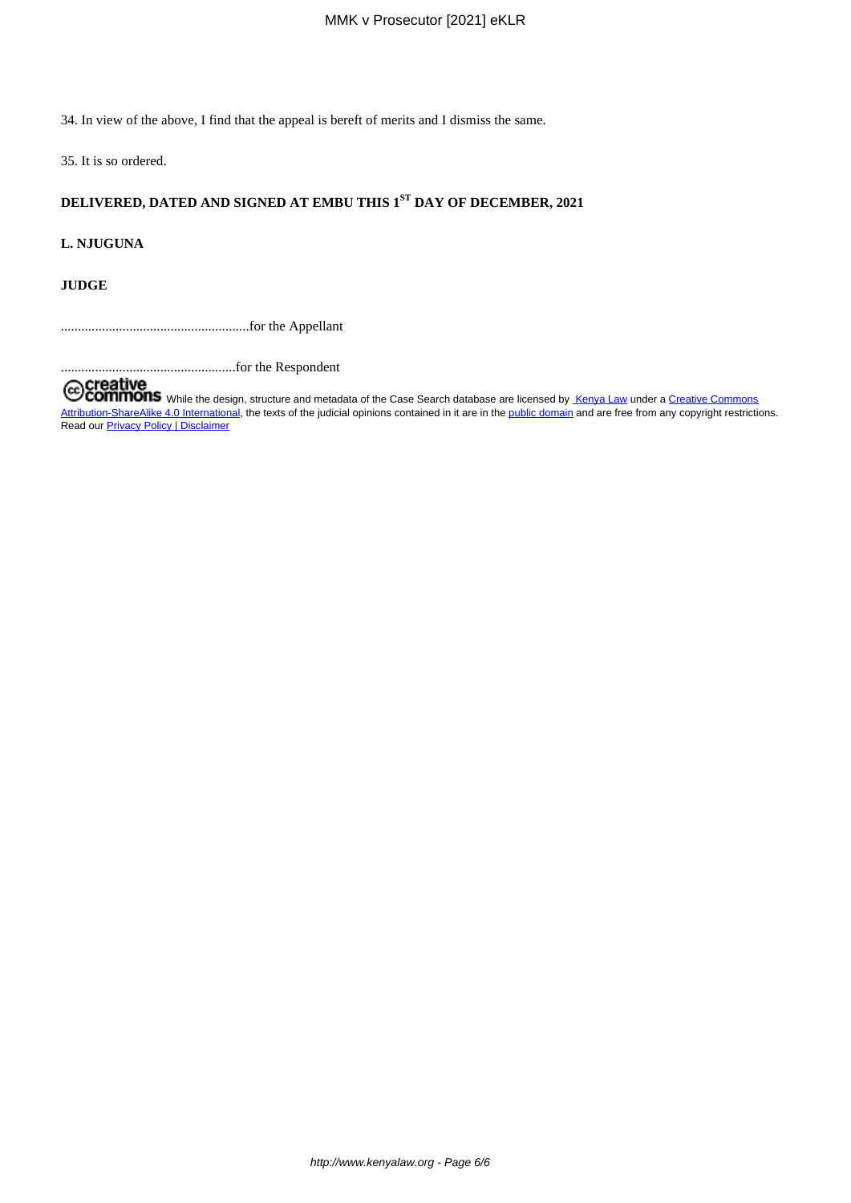34. In view of the above, I find that the appeal is bereft of merits and I dismiss the same.

35. It is so ordered.

**DELIVERED, DATED AND SIGNED AT EMBU THIS 1ST DAY OF DECEMBER, 2021**

**L. NJUGUNA**

**JUDGE**

........................................................for the Appellant

....................................................for the Respondent

While the design, structure and metadata of the Case Search database are licensed by Kenya Law under a Creative Commons Attribution-ShareAlike 4.0 International, the texts of the judicial opinions contained in it are in the public domain and are free from any copyright restrictions. Read our Privacy Policy | Disclaimer